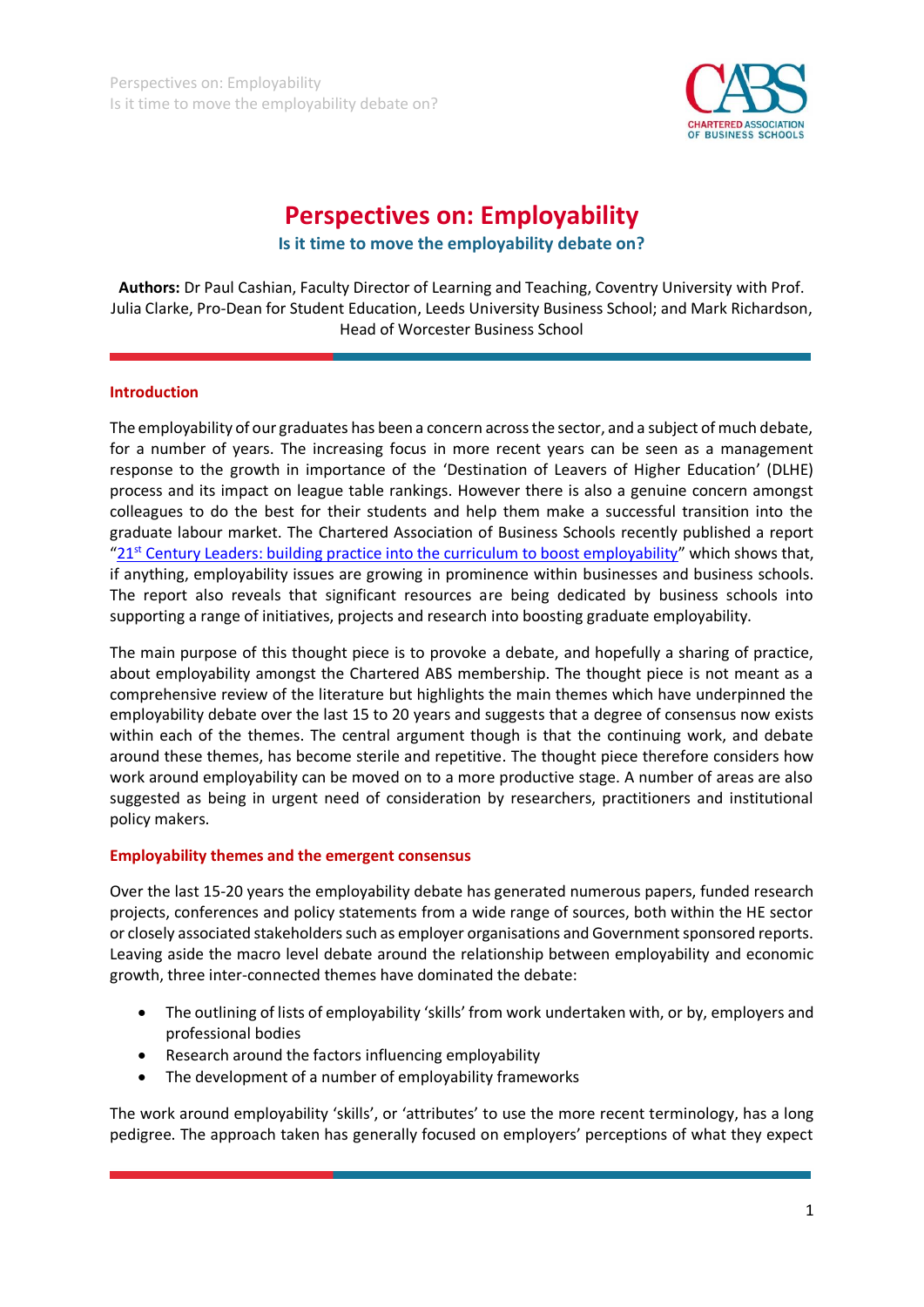# Perspectives on: Employability

## Is it time to move the employability debate on?

**Authors:** Dr Paul Cashian, Faculty Director of Learning and Teaching, Coventry University with Prof. Julia Clarke, Pro-Dean for Student Education, Leeds University Business School; and Mark Richardson, Head of Worcester Business School

### Introduction

The employability of our graduates has been a concern across the sector, and a subject of much debate, for a number of years. The increasing focus in more recent years can be seen as a management response to the growth in importance of the 'Destination of Leavers of Higher Education' (DLHE) process and its impact on league table rankings. However there is also a genuine concern amongst colleagues to do the best for their students and help them make a successful transition into the graduate labour market. The Chartered Association of Business Schools recently published a report "21st Century Leaders: building practice into the curriculum to boost employability" which shows that, if anything, employability issues are growing in prominence within businesses and business schools. The report also reveals that significant resources are being dedicated by business schools into supporting a range of initiatives, projects and research into boosting graduate employability.

The main purpose of this thought piece is to provoke a debate, and hopefully a sharing of practice, about employability amongst the Chartered ABS membership. The thought piece is not meant as a comprehensive review of the literature but highlights the main themes which have underpinned the employability debate over the last 15 to 20 years and suggests that a degree of consensus now exists within each of the themes. The central argument though is that the continuing work, and debate around these themes, has become sterile and repetitive. The thought piece therefore considers how work around employability can be moved on to a more productive stage. A number of areas are also suggested as being in urgent need of consideration by researchers, practitioners and institutional policy makers.

### Employability themes and the emergent consensus

Over the last 15-20 years the employability debate has generated numerous papers, funded research projects, conferences and policy statements from a wide range of sources, both within the HE sector or closely associated stakeholders such as employer organisations and Government sponsored reports. Leaving aside the macro level debate around the relationship between employability and economic growth, three inter-connected themes have dominated the debate:

- The outlining of lists of employability 'skills' from work undertaken with, or by, employers and professional bodies
- Research around the factors influencing employability
- The development of a number of employability frameworks

The work around employability 'skills', or 'attributes' to use the more recent terminology, has a long pedigree. The approach taken has generally focused on employers' perceptions of what they expect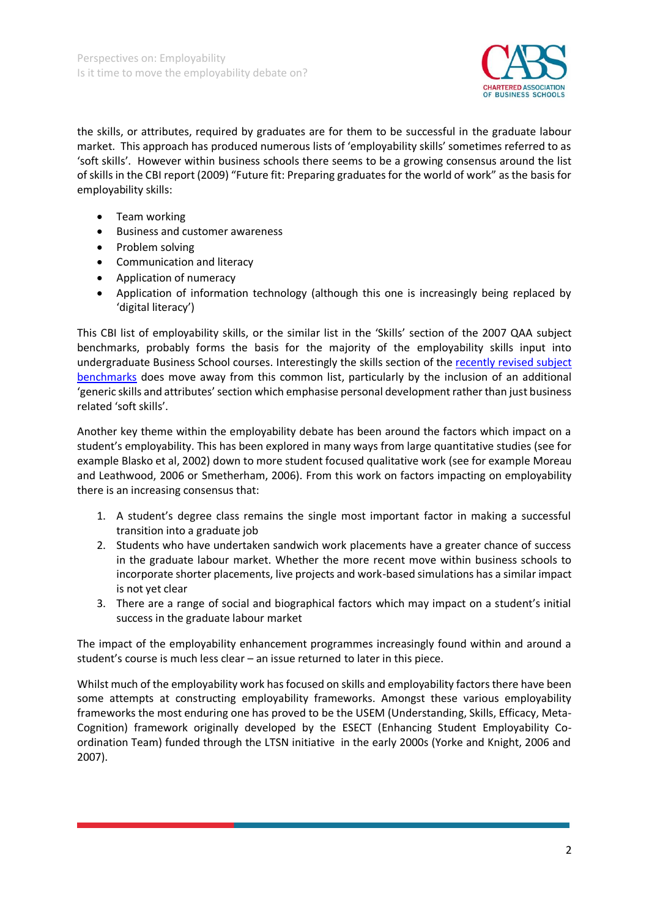the skills, or attributes, required by graduates are for them to be successful in the graduate labour market. This approach has produced numerous lists of 'employability skills' sometimes referred to as 'soft skills'. However within business schools there seems to be a growing consensus around the list of skills in the CBI report (2009) "Future fit: Preparing graduates for the world of work" as the basis for employability skills:

- Team working
- Business and customer awareness
- Problem solving
- Communication and literacy
- Application of numeracy
- Application of information technology (although this one is increasingly being replaced by 'digital literacy')

This CBI list of employability skills, or the similar list in the 'Skills' section of the 2007 QAA subject benchmarks, probably forms the basis for the majority of the employability skills input into undergraduate Business School courses. Interestingly the skills section of the recently revised subject benchmarks does move away from this common list, particularly by the inclusion of an additional 'generic skills and attributes' section which emphasise personal development rather than just business related 'soft skills'.

Another key theme within the employability debate has been around the factors which impact on a student's employability. This has been explored in many ways from large quantitative studies (see for example Blasko et al, 2002) down to more student focused qualitative work (see for example Moreau and Leathwood, 2006 or Smetherham, 2006). From this work on factors impacting on employability there is an increasing consensus that:

1. A student's degree class remains the single most important factor in making a successful transition into a graduate job
2. Students who have undertaken sandwich work placements have a greater chance of success in the graduate labour market. Whether the more recent move within business schools to incorporate shorter placements, live projects and work-based simulations has a similar impact is not yet clear
3. There are a range of social and biographical factors which may impact on a student's initial success in the graduate labour market

The impact of the employability enhancement programmes increasingly found within and around a student's course is much less clear – an issue returned to later in this piece.

Whilst much of the employability work has focused on skills and employability factors there have been some attempts at constructing employability frameworks. Amongst these various employability frameworks the most enduring one has proved to be the USEM (Understanding, Skills, Efficacy, Meta-Cognition) framework originally developed by the ESECT (Enhancing Student Employability Co-ordination Team) funded through the LTSN initiative in the early 2000s (Yorke and Knight, 2006 and 2007).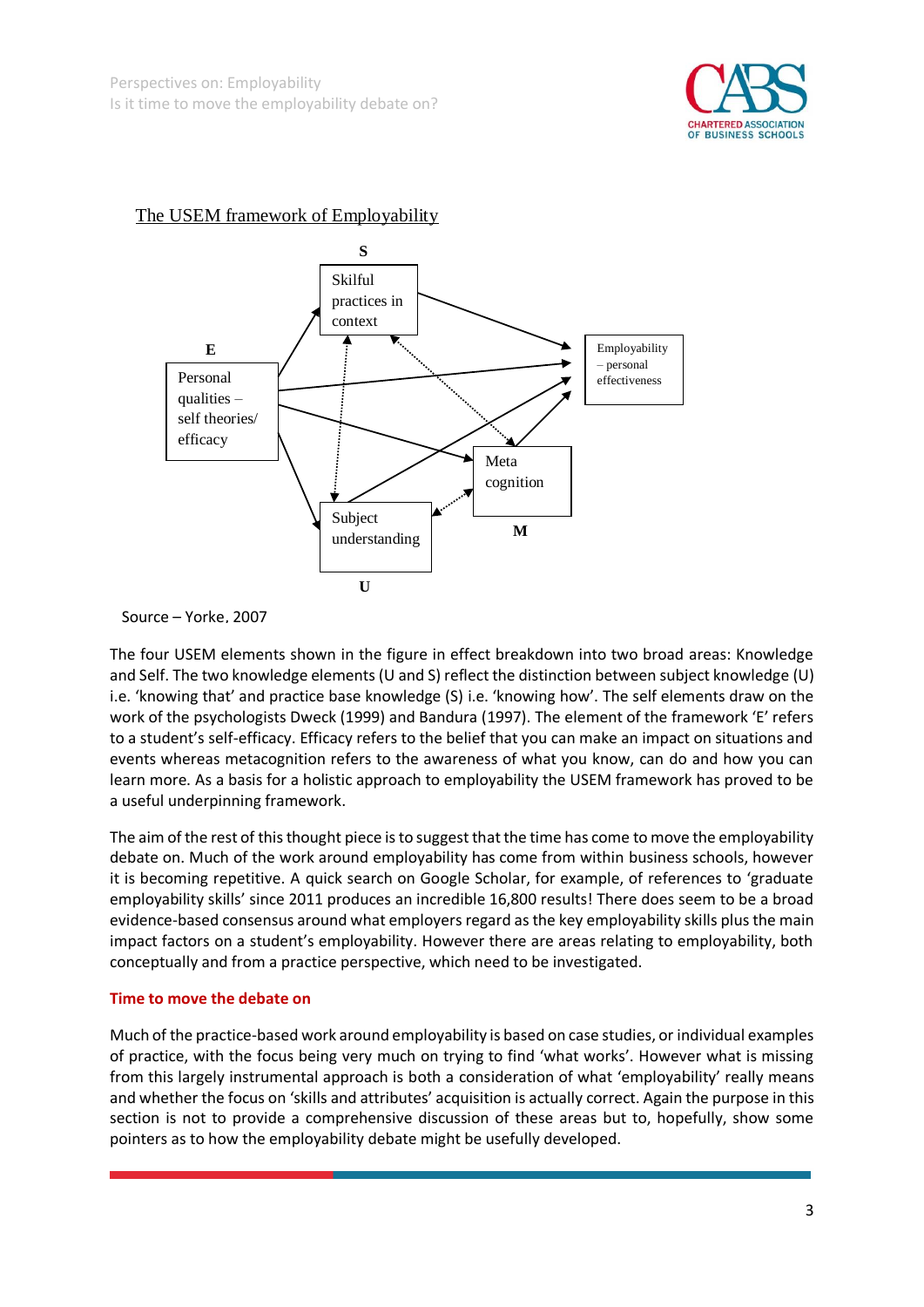The USEM framework of Employability

Source – Yorke, 2007

The four USEM elements shown in the figure in effect breakdown into two broad areas: Knowledge and Self. The two knowledge elements (U and S) reflect the distinction between subject knowledge (U) i.e. 'knowing that' and practice base knowledge (S) i.e. 'knowing how'. The self elements draw on the work of the psychologists Dweck (1999) and Bandura (1997). The element of the framework 'E' refers to a student's self-efficacy. Efficacy refers to the belief that you can make an impact on situations and events whereas metacognition refers to the awareness of what you know, can do and how you can learn more. As a basis for a holistic approach to employability the USEM framework has proved to be a useful underpinning framework.

The aim of the rest of this thought piece is to suggest that the time has come to move the employability debate on. Much of the work around employability has come from within business schools, however it is becoming repetitive. A quick search on Google Scholar, for example, of references to 'graduate employability skills' since 2011 produces an incredible 16,800 results! There does seem to be a broad evidence-based consensus around what employers regard as the key employability skills plus the main impact factors on a student's employability. However there are areas relating to employability, both conceptually and from a practice perspective, which need to be investigated.

## Time to move the debate on

Much of the practice-based work around employability is based on case studies, or individual examples of practice, with the focus being very much on trying to find 'what works'. However what is missing from this largely instrumental approach is both a consideration of what 'employability' really means and whether the focus on 'skills and attributes' acquisition is actually correct. Again the purpose in this section is not to provide a comprehensive discussion of these areas but to, hopefully, show some pointers as to how the employability debate might be usefully developed.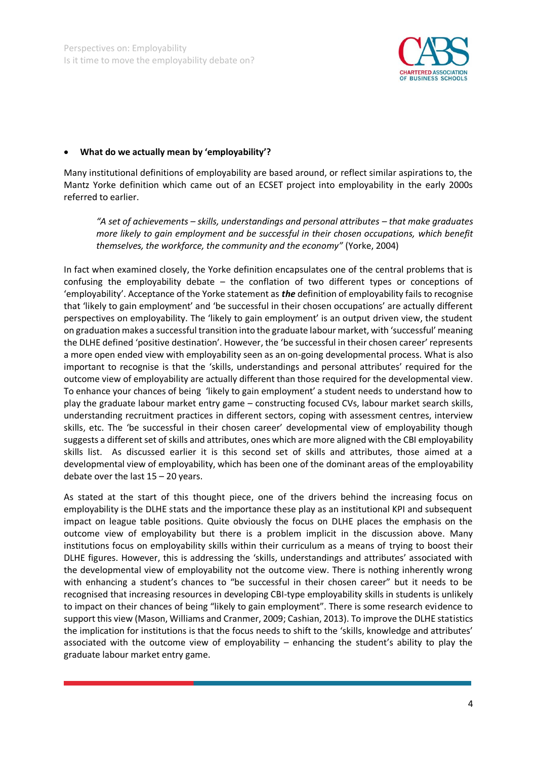- **What do we actually mean by 'employability'?**

Many institutional definitions of employability are based around, or reflect similar aspirations to, the Mantz Yorke definition which came out of an ECSET project into employability in the early 2000s referred to earlier.

> *"A set of achievements – skills, understandings and personal attributes – that make graduates more likely to gain employment and be successful in their chosen occupations, which benefit themselves, the workforce, the community and the economy"* (Yorke, 2004)

In fact when examined closely, the Yorke definition encapsulates one of the central problems that is confusing the employability debate – the conflation of two different types or conceptions of 'employability'. Acceptance of the Yorke statement as ***the*** definition of employability fails to recognise that 'likely to gain employment' and 'be successful in their chosen occupations' are actually different perspectives on employability. The 'likely to gain employment' is an output driven view, the student on graduation makes a successful transition into the graduate labour market, with 'successful' meaning the DLHE defined 'positive destination'. However, the 'be successful in their chosen career' represents a more open ended view with employability seen as an on-going developmental process. What is also important to recognise is that the 'skills, understandings and personal attributes' required for the outcome view of employability are actually different than those required for the developmental view. To enhance your chances of being 'likely to gain employment' a student needs to understand how to play the graduate labour market entry game – constructing focused CVs, labour market search skills, understanding recruitment practices in different sectors, coping with assessment centres, interview skills, etc. The 'be successful in their chosen career' developmental view of employability though suggests a different set of skills and attributes, ones which are more aligned with the CBI employability skills list. As discussed earlier it is this second set of skills and attributes, those aimed at a developmental view of employability, which has been one of the dominant areas of the employability debate over the last 15 – 20 years.

As stated at the start of this thought piece, one of the drivers behind the increasing focus on employability is the DLHE stats and the importance these play as an institutional KPI and subsequent impact on league table positions. Quite obviously the focus on DLHE places the emphasis on the outcome view of employability but there is a problem implicit in the discussion above. Many institutions focus on employability skills within their curriculum as a means of trying to boost their DLHE figures. However, this is addressing the 'skills, understandings and attributes' associated with the developmental view of employability not the outcome view. There is nothing inherently wrong with enhancing a student's chances to "be successful in their chosen career" but it needs to be recognised that increasing resources in developing CBI-type employability skills in students is unlikely to impact on their chances of being "likely to gain employment". There is some research evidence to support this view (Mason, Williams and Cranmer, 2009; Cashian, 2013). To improve the DLHE statistics the implication for institutions is that the focus needs to shift to the 'skills, knowledge and attributes' associated with the outcome view of employability – enhancing the student's ability to play the graduate labour market entry game.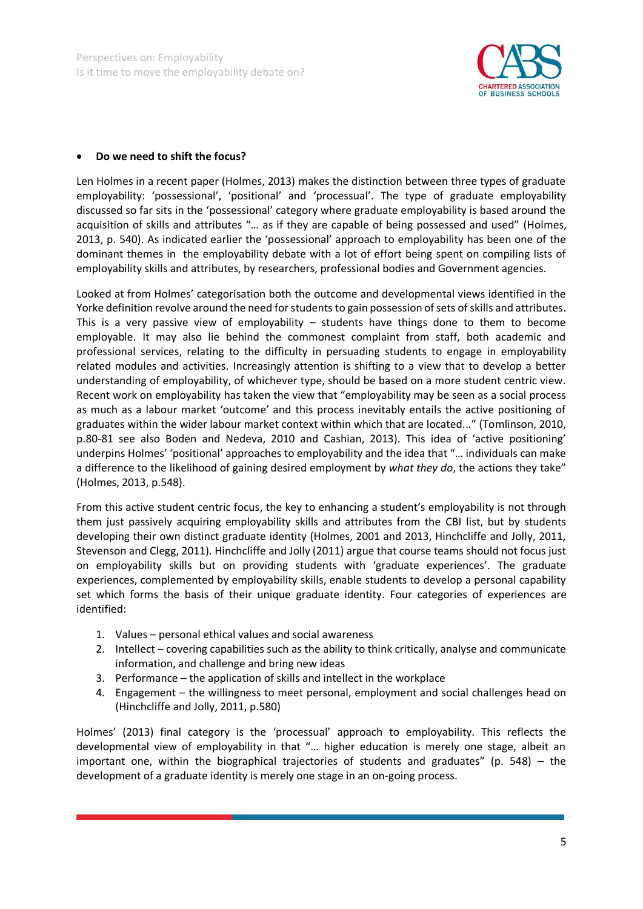- **Do we need to shift the focus?**

Len Holmes in a recent paper (Holmes, 2013) makes the distinction between three types of graduate employability: 'possessional', 'positional' and 'processual'. The type of graduate employability discussed so far sits in the 'possessional' category where graduate employability is based around the acquisition of skills and attributes "… as if they are capable of being possessed and used" (Holmes, 2013, p. 540). As indicated earlier the 'possessional' approach to employability has been one of the dominant themes in the employability debate with a lot of effort being spent on compiling lists of employability skills and attributes, by researchers, professional bodies and Government agencies.

Looked at from Holmes' categorisation both the outcome and developmental views identified in the Yorke definition revolve around the need for students to gain possession of sets of skills and attributes. This is a very passive view of employability – students have things done to them to become employable. It may also lie behind the commonest complaint from staff, both academic and professional services, relating to the difficulty in persuading students to engage in employability related modules and activities. Increasingly attention is shifting to a view that to develop a better understanding of employability, of whichever type, should be based on a more student centric view. Recent work on employability has taken the view that "employability may be seen as a social process as much as a labour market 'outcome' and this process inevitably entails the active positioning of graduates within the wider labour market context within which that are located..." (Tomlinson, 2010, p.80-81 see also Boden and Nedeva, 2010 and Cashian, 2013). This idea of 'active positioning' underpins Holmes' 'positional' approaches to employability and the idea that "… individuals can make a difference to the likelihood of gaining desired employment by *what they do*, the actions they take" (Holmes, 2013, p.548).

From this active student centric focus, the key to enhancing a student's employability is not through them just passively acquiring employability skills and attributes from the CBI list, but by students developing their own distinct graduate identity (Holmes, 2001 and 2013, Hinchcliffe and Jolly, 2011, Stevenson and Clegg, 2011). Hinchcliffe and Jolly (2011) argue that course teams should not focus just on employability skills but on providing students with 'graduate experiences'. The graduate experiences, complemented by employability skills, enable students to develop a personal capability set which forms the basis of their unique graduate identity. Four categories of experiences are identified:

1. Values – personal ethical values and social awareness
2. Intellect – covering capabilities such as the ability to think critically, analyse and communicate information, and challenge and bring new ideas
3. Performance – the application of skills and intellect in the workplace
4. Engagement – the willingness to meet personal, employment and social challenges head on (Hinchcliffe and Jolly, 2011, p.580)

Holmes' (2013) final category is the 'processual' approach to employability. This reflects the developmental view of employability in that "… higher education is merely one stage, albeit an important one, within the biographical trajectories of students and graduates" (p. 548) – the development of a graduate identity is merely one stage in an on-going process.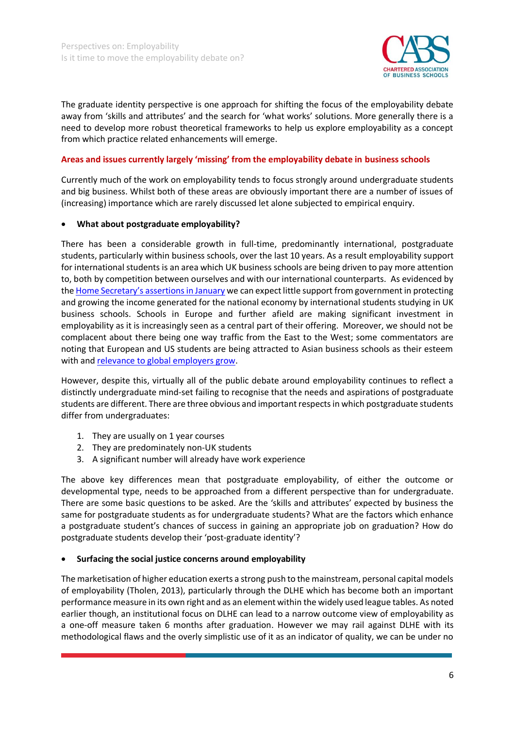The graduate identity perspective is one approach for shifting the focus of the employability debate away from 'skills and attributes' and the search for 'what works' solutions. More generally there is a need to develop more robust theoretical frameworks to help us explore employability as a concept from which practice related enhancements will emerge.

## Areas and issues currently largely 'missing' from the employability debate in business schools

Currently much of the work on employability tends to focus strongly around undergraduate students and big business. Whilst both of these areas are obviously important there are a number of issues of (increasing) importance which are rarely discussed let alone subjected to empirical enquiry.

- **What about postgraduate employability?**

There has been a considerable growth in full-time, predominantly international, postgraduate students, particularly within business schools, over the last 10 years. As a result employability support for international students is an area which UK business schools are being driven to pay more attention to, both by competition between ourselves and with our international counterparts. As evidenced by the Home Secretary's assertions in January we can expect little support from government in protecting and growing the income generated for the national economy by international students studying in UK business schools. Schools in Europe and further afield are making significant investment in employability as it is increasingly seen as a central part of their offering. Moreover, we should not be complacent about there being one way traffic from the East to the West; some commentators are noting that European and US students are being attracted to Asian business schools as their esteem with and relevance to global employers grow.

However, despite this, virtually all of the public debate around employability continues to reflect a distinctly undergraduate mind-set failing to recognise that the needs and aspirations of postgraduate students are different. There are three obvious and important respects in which postgraduate students differ from undergraduates:

1. They are usually on 1 year courses
2. They are predominately non-UK students
3. A significant number will already have work experience

The above key differences mean that postgraduate employability, of either the outcome or developmental type, needs to be approached from a different perspective than for undergraduate. There are some basic questions to be asked. Are the 'skills and attributes' expected by business the same for postgraduate students as for undergraduate students? What are the factors which enhance a postgraduate student's chances of success in gaining an appropriate job on graduation? How do postgraduate students develop their 'post-graduate identity'?

- **Surfacing the social justice concerns around employability**

The marketisation of higher education exerts a strong push to the mainstream, personal capital models of employability (Tholen, 2013), particularly through the DLHE which has become both an important performance measure in its own right and as an element within the widely used league tables. As noted earlier though, an institutional focus on DLHE can lead to a narrow outcome view of employability as a one-off measure taken 6 months after graduation. However we may rail against DLHE with its methodological flaws and the overly simplistic use of it as an indicator of quality, we can be under no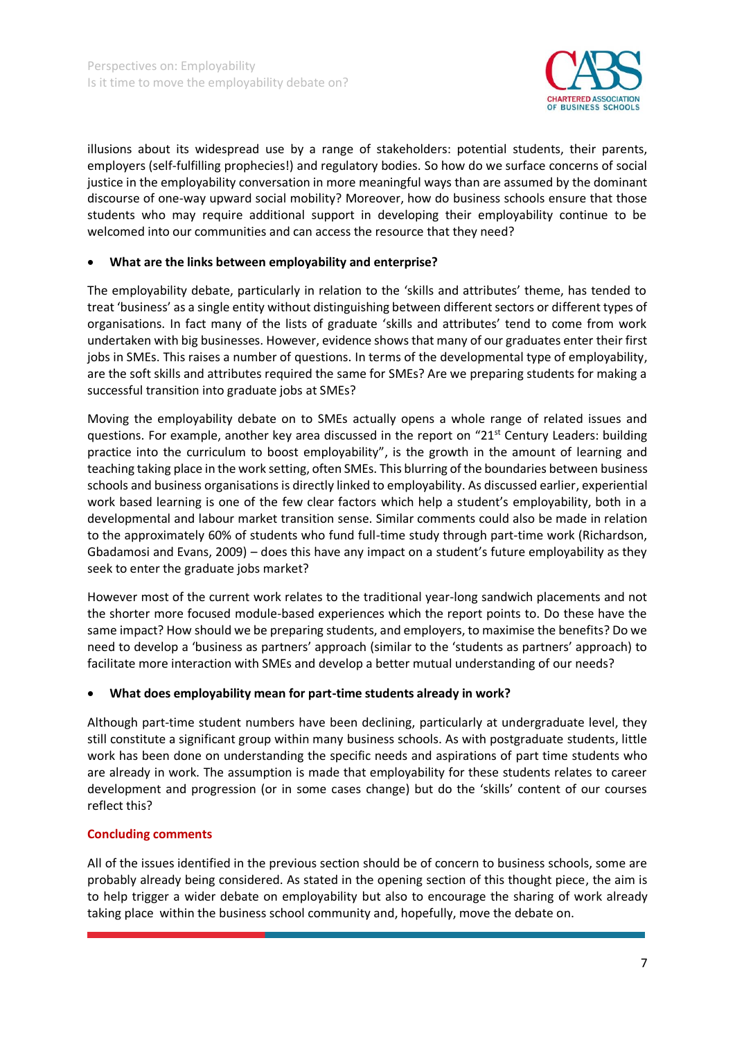illusions about its widespread use by a range of stakeholders: potential students, their parents, employers (self-fulfilling prophecies!) and regulatory bodies. So how do we surface concerns of social justice in the employability conversation in more meaningful ways than are assumed by the dominant discourse of one-way upward social mobility? Moreover, how do business schools ensure that those students who may require additional support in developing their employability continue to be welcomed into our communities and can access the resource that they need?

- **What are the links between employability and enterprise?**

The employability debate, particularly in relation to the 'skills and attributes' theme, has tended to treat 'business' as a single entity without distinguishing between different sectors or different types of organisations. In fact many of the lists of graduate 'skills and attributes' tend to come from work undertaken with big businesses. However, evidence shows that many of our graduates enter their first jobs in SMEs. This raises a number of questions. In terms of the developmental type of employability, are the soft skills and attributes required the same for SMEs? Are we preparing students for making a successful transition into graduate jobs at SMEs?

Moving the employability debate on to SMEs actually opens a whole range of related issues and questions. For example, another key area discussed in the report on "21st Century Leaders: building practice into the curriculum to boost employability", is the growth in the amount of learning and teaching taking place in the work setting, often SMEs. This blurring of the boundaries between business schools and business organisations is directly linked to employability. As discussed earlier, experiential work based learning is one of the few clear factors which help a student's employability, both in a developmental and labour market transition sense. Similar comments could also be made in relation to the approximately 60% of students who fund full-time study through part-time work (Richardson, Gbadamosi and Evans, 2009) – does this have any impact on a student's future employability as they seek to enter the graduate jobs market?

However most of the current work relates to the traditional year-long sandwich placements and not the shorter more focused module-based experiences which the report points to. Do these have the same impact? How should we be preparing students, and employers, to maximise the benefits? Do we need to develop a 'business as partners' approach (similar to the 'students as partners' approach) to facilitate more interaction with SMEs and develop a better mutual understanding of our needs?

- **What does employability mean for part-time students already in work?**

Although part-time student numbers have been declining, particularly at undergraduate level, they still constitute a significant group within many business schools. As with postgraduate students, little work has been done on understanding the specific needs and aspirations of part time students who are already in work. The assumption is made that employability for these students relates to career development and progression (or in some cases change) but do the 'skills' content of our courses reflect this?

## Concluding comments

All of the issues identified in the previous section should be of concern to business schools, some are probably already being considered. As stated in the opening section of this thought piece, the aim is to help trigger a wider debate on employability but also to encourage the sharing of work already taking place within the business school community and, hopefully, move the debate on.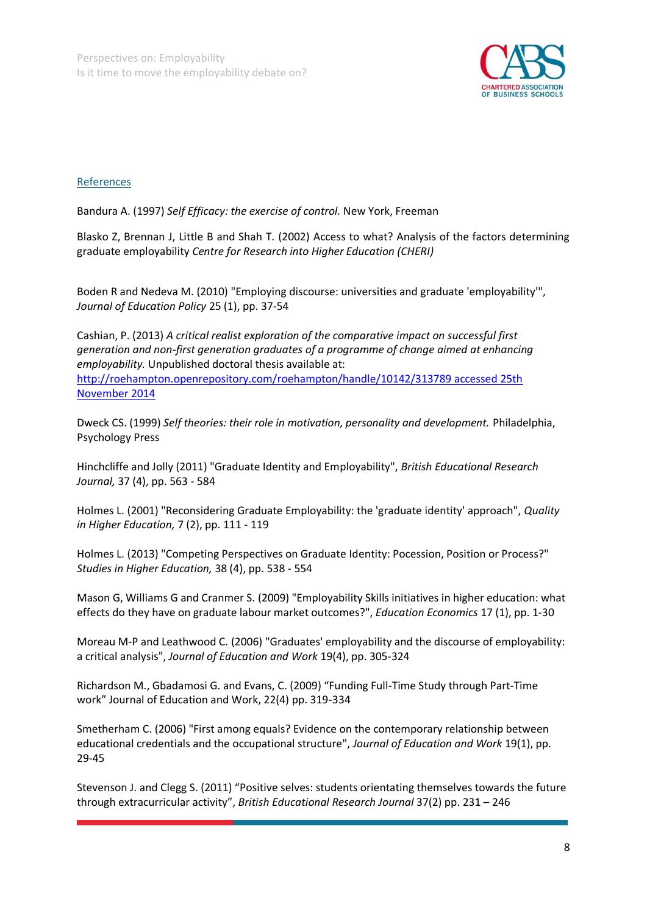## References

Bandura A. (1997) *Self Efficacy: the exercise of control.* New York, Freeman

Blasko Z, Brennan J, Little B and Shah T. (2002) Access to what? Analysis of the factors determining graduate employability *Centre for Research into Higher Education (CHERI)*

Boden R and Nedeva M. (2010) "Employing discourse: universities and graduate 'employability'", *Journal of Education Policy* 25 (1), pp. 37-54

Cashian, P. (2013) *A critical realist exploration of the comparative impact on successful first generation and non-first generation graduates of a programme of change aimed at enhancing employability.* Unpublished doctoral thesis available at: http://roehampton.openrepository.com/roehampton/handle/10142/313789 accessed 25th November 2014

Dweck CS. (1999) *Self theories: their role in motivation, personality and development.* Philadelphia, Psychology Press

Hinchcliffe and Jolly (2011) "Graduate Identity and Employability", *British Educational Research Journal,* 37 (4), pp. 563 - 584

Holmes L. (2001) "Reconsidering Graduate Employability: the 'graduate identity' approach", *Quality in Higher Education,* 7 (2), pp. 111 - 119

Holmes L. (2013) "Competing Perspectives on Graduate Identity: Pocession, Position or Process?" *Studies in Higher Education,* 38 (4), pp. 538 - 554

Mason G, Williams G and Cranmer S. (2009) "Employability Skills initiatives in higher education: what effects do they have on graduate labour market outcomes?", *Education Economics* 17 (1), pp. 1-30

Moreau M-P and Leathwood C. (2006) "Graduates' employability and the discourse of employability: a critical analysis", *Journal of Education and Work* 19(4), pp. 305-324

Richardson M., Gbadamosi G. and Evans, C. (2009) "Funding Full-Time Study through Part-Time work" Journal of Education and Work, 22(4) pp. 319-334

Smetherham C. (2006) "First among equals? Evidence on the contemporary relationship between educational credentials and the occupational structure", *Journal of Education and Work* 19(1), pp. 29-45

Stevenson J. and Clegg S. (2011) "Positive selves: students orientating themselves towards the future through extracurricular activity", *British Educational Research Journal* 37(2) pp. 231 – 246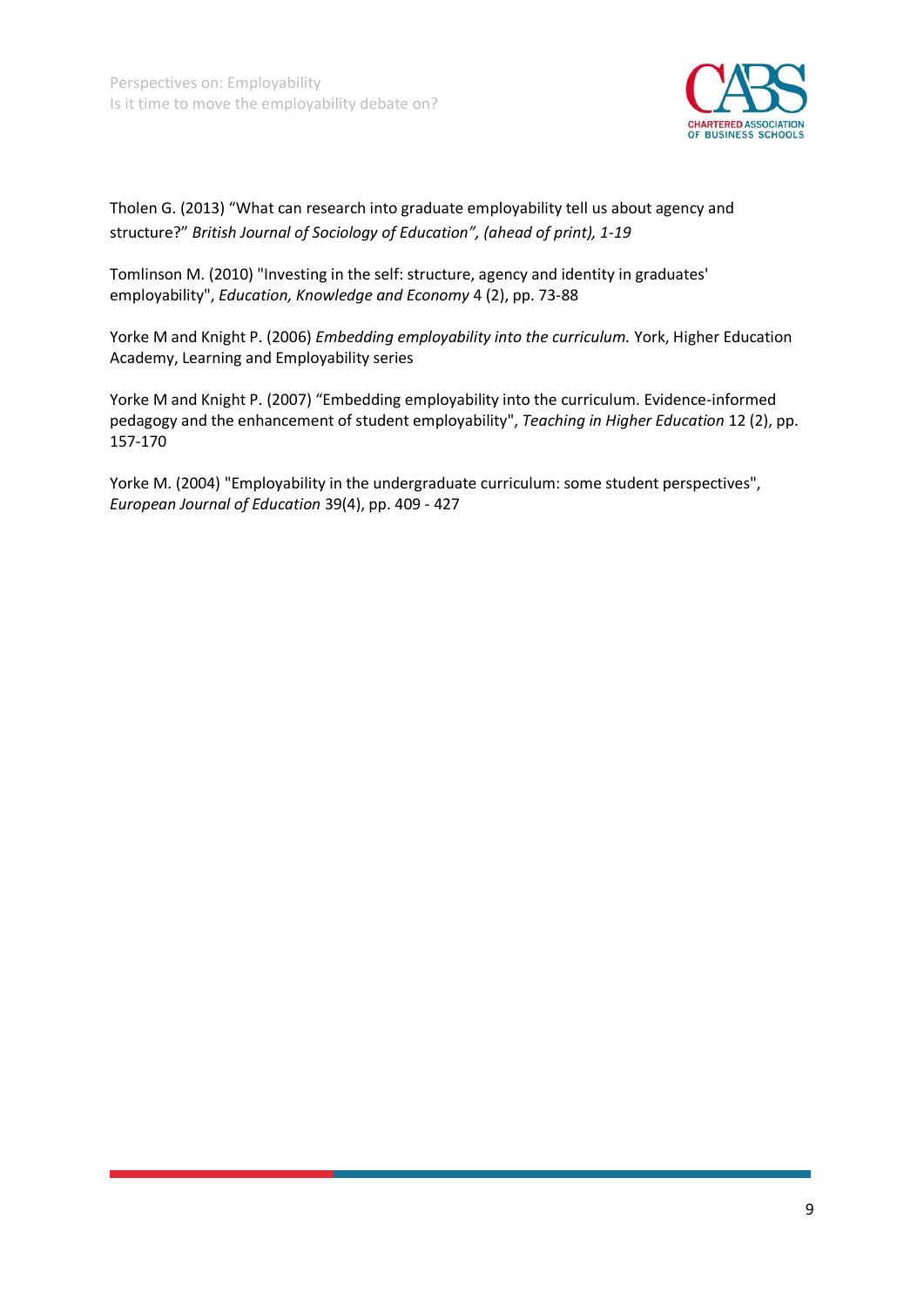Tholen G. (2013) “What can research into graduate employability tell us about agency and structure?” *British Journal of Sociology of Education”, (ahead of print), 1-19*

Tomlinson M. (2010) "Investing in the self: structure, agency and identity in graduates' employability", *Education, Knowledge and Economy* 4 (2), pp. 73-88

Yorke M and Knight P. (2006) *Embedding employability into the curriculum.* York, Higher Education Academy, Learning and Employability series

Yorke M and Knight P. (2007) “Embedding employability into the curriculum. Evidence-informed pedagogy and the enhancement of student employability", *Teaching in Higher Education* 12 (2), pp. 157-170

Yorke M. (2004) "Employability in the undergraduate curriculum: some student perspectives", *European Journal of Education* 39(4), pp. 409 - 427